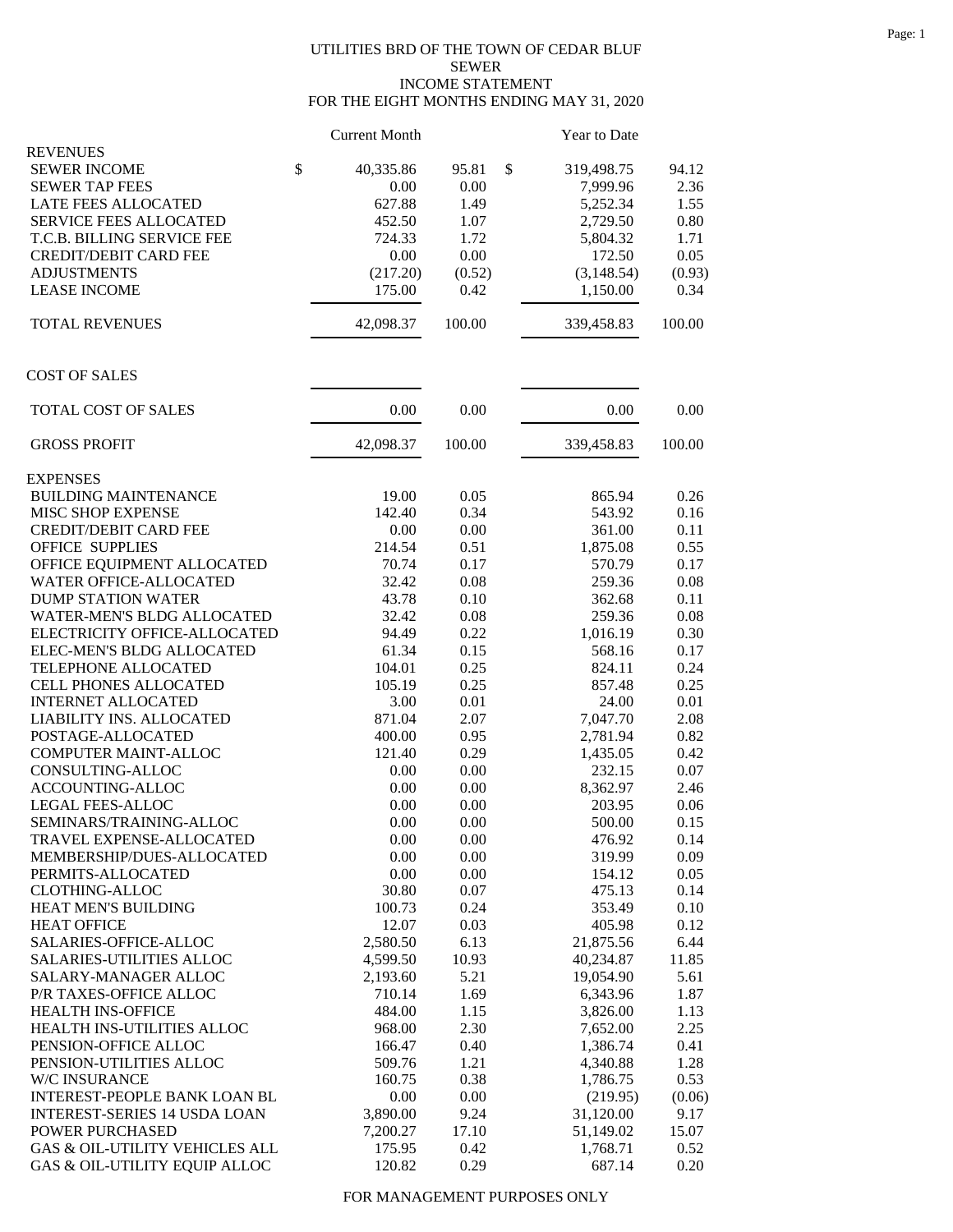UTILITIES BRD OF THE TOWN OF CEDAR BLUF
SEWER
INCOME STATEMENT
FOR THE EIGHT MONTHS ENDING MAY 31, 2020

| | Current Month | | Year to Date | |
|---|---|---|---|---|
| **REVENUES** | | | | |
| SEWER INCOME | $ 40,335.86 | 95.81 | $ 319,498.75 | 94.12 |
| SEWER TAP FEES | 0.00 | 0.00 | 7,999.96 | 2.36 |
| LATE FEES ALLOCATED | 627.88 | 1.49 | 5,252.34 | 1.55 |
| SERVICE FEES ALLOCATED | 452.50 | 1.07 | 2,729.50 | 0.80 |
| T.C.B. BILLING SERVICE FEE | 724.33 | 1.72 | 5,804.32 | 1.71 |
| CREDIT/DEBIT CARD FEE | 0.00 | 0.00 | 172.50 | 0.05 |
| ADJUSTMENTS | (217.20) | (0.52) | (3,148.54) | (0.93) |
| LEASE INCOME | 175.00 | 0.42 | 1,150.00 | 0.34 |
| TOTAL REVENUES | 42,098.37 | 100.00 | 339,458.83 | 100.00 |
| **COST OF SALES** | | | | |
| TOTAL COST OF SALES | 0.00 | 0.00 | 0.00 | 0.00 |
| GROSS PROFIT | 42,098.37 | 100.00 | 339,458.83 | 100.00 |
| **EXPENSES** | | | | |
| BUILDING MAINTENANCE | 19.00 | 0.05 | 865.94 | 0.26 |
| MISC SHOP EXPENSE | 142.40 | 0.34 | 543.92 | 0.16 |
| CREDIT/DEBIT CARD FEE | 0.00 | 0.00 | 361.00 | 0.11 |
| OFFICE SUPPLIES | 214.54 | 0.51 | 1,875.08 | 0.55 |
| OFFICE EQUIPMENT ALLOCATED | 70.74 | 0.17 | 570.79 | 0.17 |
| WATER OFFICE-ALLOCATED | 32.42 | 0.08 | 259.36 | 0.08 |
| DUMP STATION WATER | 43.78 | 0.10 | 362.68 | 0.11 |
| WATER-MEN'S BLDG ALLOCATED | 32.42 | 0.08 | 259.36 | 0.08 |
| ELECTRICITY OFFICE-ALLOCATED | 94.49 | 0.22 | 1,016.19 | 0.30 |
| ELEC-MEN'S BLDG ALLOCATED | 61.34 | 0.15 | 568.16 | 0.17 |
| TELEPHONE ALLOCATED | 104.01 | 0.25 | 824.11 | 0.24 |
| CELL PHONES ALLOCATED | 105.19 | 0.25 | 857.48 | 0.25 |
| INTERNET ALLOCATED | 3.00 | 0.01 | 24.00 | 0.01 |
| LIABILITY INS. ALLOCATED | 871.04 | 2.07 | 7,047.70 | 2.08 |
| POSTAGE-ALLOCATED | 400.00 | 0.95 | 2,781.94 | 0.82 |
| COMPUTER MAINT-ALLOC | 121.40 | 0.29 | 1,435.05 | 0.42 |
| CONSULTING-ALLOC | 0.00 | 0.00 | 232.15 | 0.07 |
| ACCOUNTING-ALLOC | 0.00 | 0.00 | 8,362.97 | 2.46 |
| LEGAL FEES-ALLOC | 0.00 | 0.00 | 203.95 | 0.06 |
| SEMINARS/TRAINING-ALLOC | 0.00 | 0.00 | 500.00 | 0.15 |
| TRAVEL EXPENSE-ALLOCATED | 0.00 | 0.00 | 476.92 | 0.14 |
| MEMBERSHIP/DUES-ALLOCATED | 0.00 | 0.00 | 319.99 | 0.09 |
| PERMITS-ALLOCATED | 0.00 | 0.00 | 154.12 | 0.05 |
| CLOTHING-ALLOC | 30.80 | 0.07 | 475.13 | 0.14 |
| HEAT MEN'S BUILDING | 100.73 | 0.24 | 353.49 | 0.10 |
| HEAT OFFICE | 12.07 | 0.03 | 405.98 | 0.12 |
| SALARIES-OFFICE-ALLOC | 2,580.50 | 6.13 | 21,875.56 | 6.44 |
| SALARIES-UTILITIES ALLOC | 4,599.50 | 10.93 | 40,234.87 | 11.85 |
| SALARY-MANAGER ALLOC | 2,193.60 | 5.21 | 19,054.90 | 5.61 |
| P/R TAXES-OFFICE ALLOC | 710.14 | 1.69 | 6,343.96 | 1.87 |
| HEALTH INS-OFFICE | 484.00 | 1.15 | 3,826.00 | 1.13 |
| HEALTH INS-UTILITIES ALLOC | 968.00 | 2.30 | 7,652.00 | 2.25 |
| PENSION-OFFICE ALLOC | 166.47 | 0.40 | 1,386.74 | 0.41 |
| PENSION-UTILITIES ALLOC | 509.76 | 1.21 | 4,340.88 | 1.28 |
| W/C INSURANCE | 160.75 | 0.38 | 1,786.75 | 0.53 |
| INTEREST-PEOPLE BANK LOAN BL | 0.00 | 0.00 | (219.95) | (0.06) |
| INTEREST-SERIES 14 USDA LOAN | 3,890.00 | 9.24 | 31,120.00 | 9.17 |
| POWER PURCHASED | 7,200.27 | 17.10 | 51,149.02 | 15.07 |
| GAS & OIL-UTILITY VEHICLES ALL | 175.95 | 0.42 | 1,768.71 | 0.52 |
| GAS & OIL-UTILITY EQUIP ALLOC | 120.82 | 0.29 | 687.14 | 0.20 |

FOR MANAGEMENT PURPOSES ONLY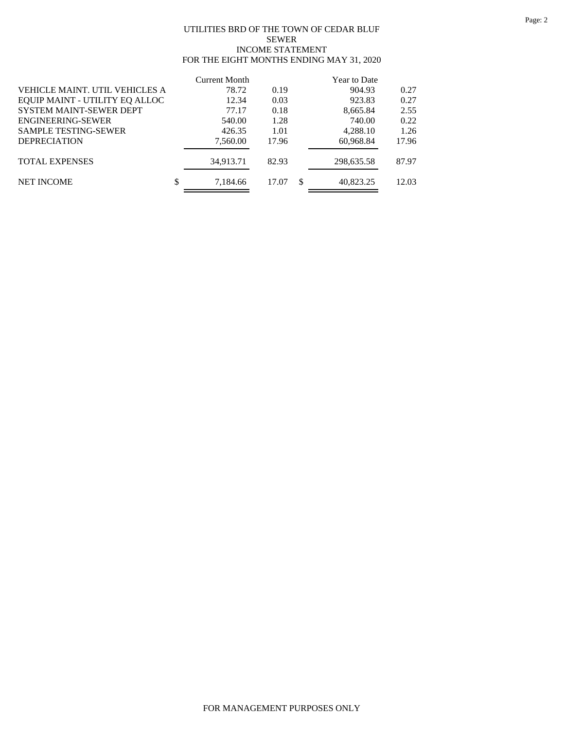UTILITIES BRD OF THE TOWN OF CEDAR BLUF
SEWER
INCOME STATEMENT
FOR THE EIGHT MONTHS ENDING MAY 31, 2020

| | Current Month | | Year to Date | |
|---|---|---|---|---|
| VEHICLE MAINT. UTIL VEHICLES A | 78.72 | 0.19 | 904.93 | 0.27 |
| EQUIP MAINT - UTILITY EQ ALLOC | 12.34 | 0.03 | 923.83 | 0.27 |
| SYSTEM MAINT-SEWER DEPT | 77.17 | 0.18 | 8,665.84 | 2.55 |
| ENGINEERING-SEWER | 540.00 | 1.28 | 740.00 | 0.22 |
| SAMPLE TESTING-SEWER | 426.35 | 1.01 | 4,288.10 | 1.26 |
| DEPRECIATION | 7,560.00 | 17.96 | 60,968.84 | 17.96 |
| TOTAL EXPENSES | 34,913.71 | 82.93 | 298,635.58 | 87.97 |
| NET INCOME | $ 7,184.66 | 17.07 | $ 40,823.25 | 12.03 |

FOR MANAGEMENT PURPOSES ONLY